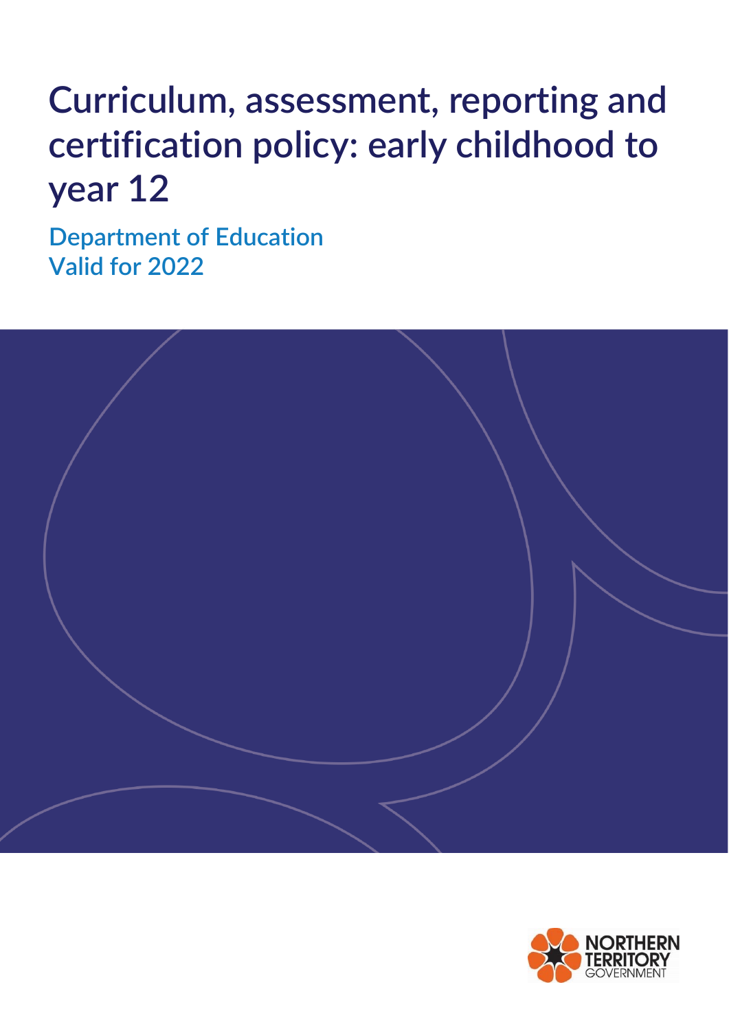# Curriculum, assessment, reporting and certification policy: early childhood to year 12

Department of Education
Valid for 2022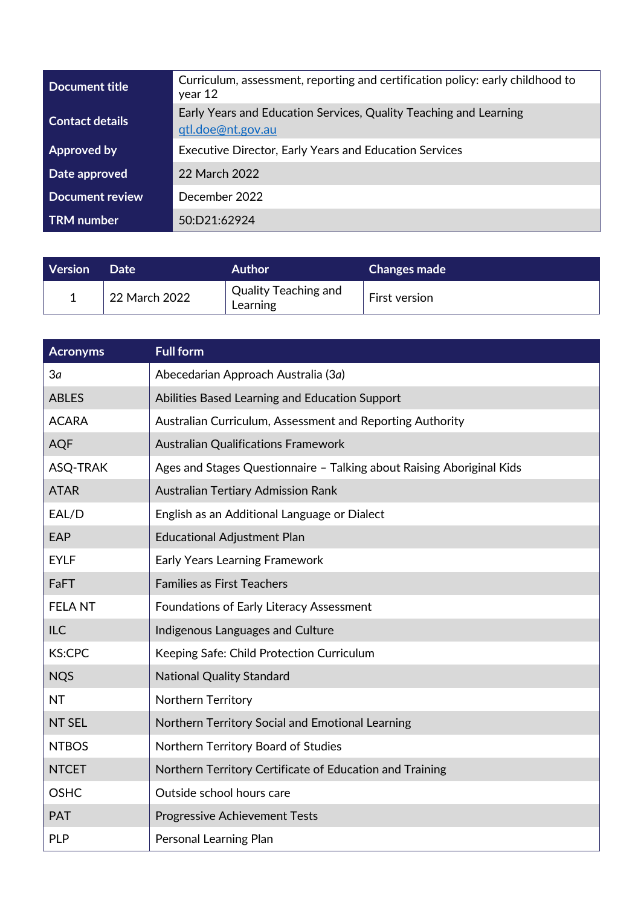| Document title | Curriculum, assessment, reporting and certification policy: early childhood to year 12 |
|---|---|
| Contact details | Early Years and Education Services, Quality Teaching and Learning qtl.doe@nt.gov.au |
| Approved by | Executive Director, Early Years and Education Services |
| Date approved | 22 March 2022 |
| Document review | December 2022 |
| TRM number | 50:D21:62924 |

| Version | Date | Author | Changes made |
|---|---|---|---|
| 1 | 22 March 2022 | Quality Teaching and Learning | First version |

| Acronyms | Full form |
|---|---|
| 3*a* | Abecedarian Approach Australia (3*a*) |
| ABLES | Abilities Based Learning and Education Support |
| ACARA | Australian Curriculum, Assessment and Reporting Authority |
| AQF | Australian Qualifications Framework |
| ASQ-TRAK | Ages and Stages Questionnaire – Talking about Raising Aboriginal Kids |
| ATAR | Australian Tertiary Admission Rank |
| EAL/D | English as an Additional Language or Dialect |
| EAP | Educational Adjustment Plan |
| EYLF | Early Years Learning Framework |
| FaFT | Families as First Teachers |
| FELA NT | Foundations of Early Literacy Assessment |
| ILC | Indigenous Languages and Culture |
| KS:CPC | Keeping Safe: Child Protection Curriculum |
| NQS | National Quality Standard |
| NT | Northern Territory |
| NT SEL | Northern Territory Social and Emotional Learning |
| NTBOS | Northern Territory Board of Studies |
| NTCET | Northern Territory Certificate of Education and Training |
| OSHC | Outside school hours care |
| PAT | Progressive Achievement Tests |
| PLP | Personal Learning Plan |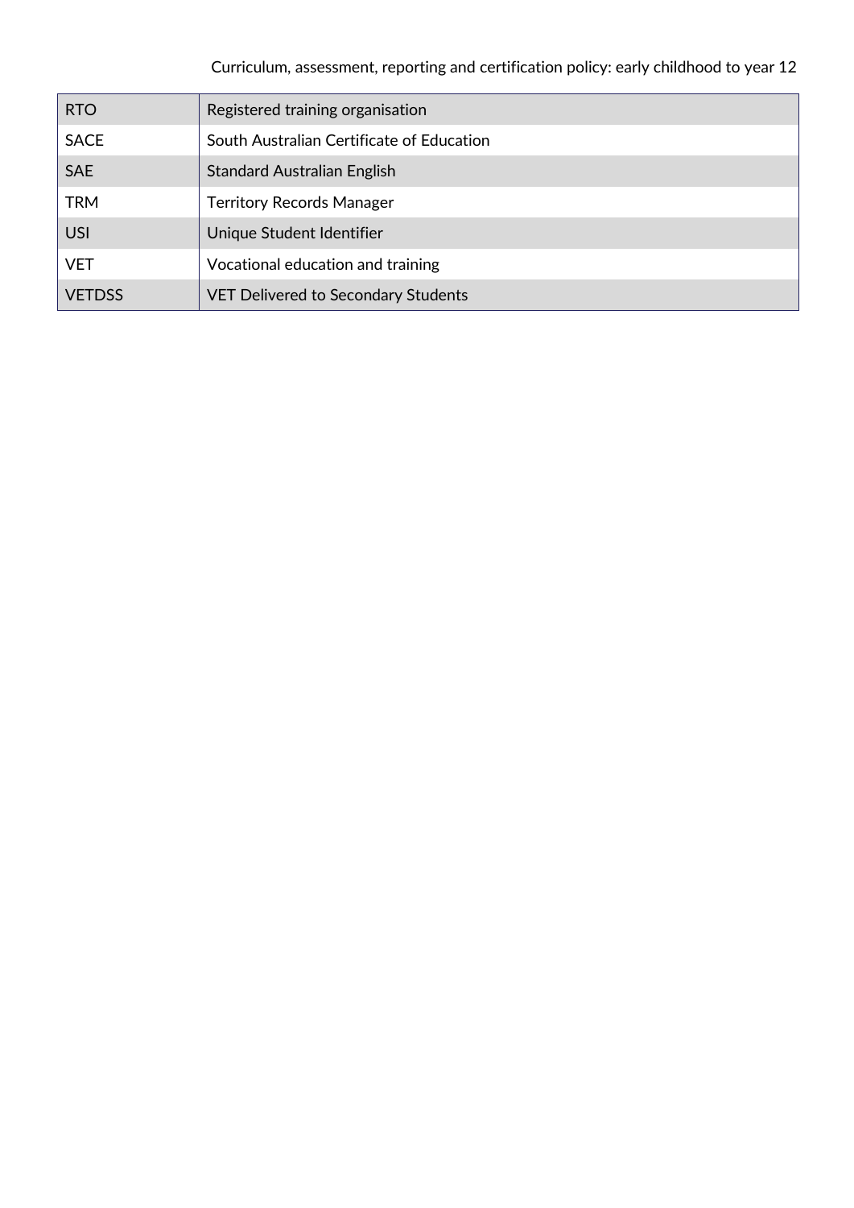| RTO | Registered training organisation |
| --- | --- |
| SACE | South Australian Certificate of Education |
| SAE | Standard Australian English |
| TRM | Territory Records Manager |
| USI | Unique Student Identifier |
| VET | Vocational education and training |
| VETDSS | VET Delivered to Secondary Students |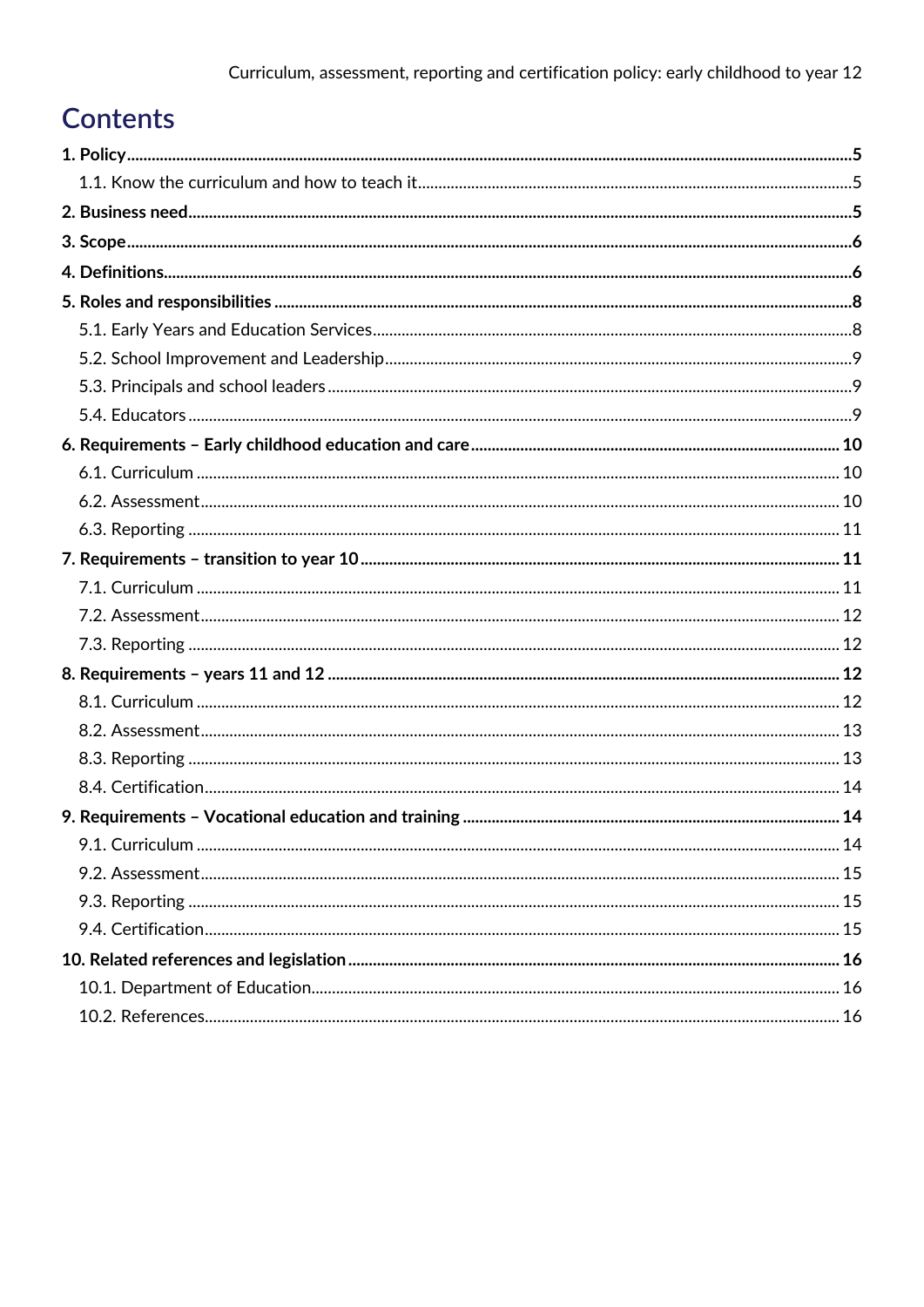# Contents

**1. Policy** 5

1.1. Know the curriculum and how to teach it 5

**2. Business need** 5

**3. Scope** 6

**4. Definitions** 6

**5. Roles and responsibilities** 8

5.1. Early Years and Education Services 8

5.2. School Improvement and Leadership 9

5.3. Principals and school leaders 9

5.4. Educators 9

**6. Requirements – Early childhood education and care** 10

6.1. Curriculum 10

6.2. Assessment 10

6.3. Reporting 11

**7. Requirements – transition to year 10** 11

7.1. Curriculum 11

7.2. Assessment 12

7.3. Reporting 12

**8. Requirements – years 11 and 12** 12

8.1. Curriculum 12

8.2. Assessment 13

8.3. Reporting 13

8.4. Certification 14

**9. Requirements – Vocational education and training** 14

9.1. Curriculum 14

9.2. Assessment 15

9.3. Reporting 15

9.4. Certification 15

**10. Related references and legislation** 16

10.1. Department of Education 16

10.2. References 16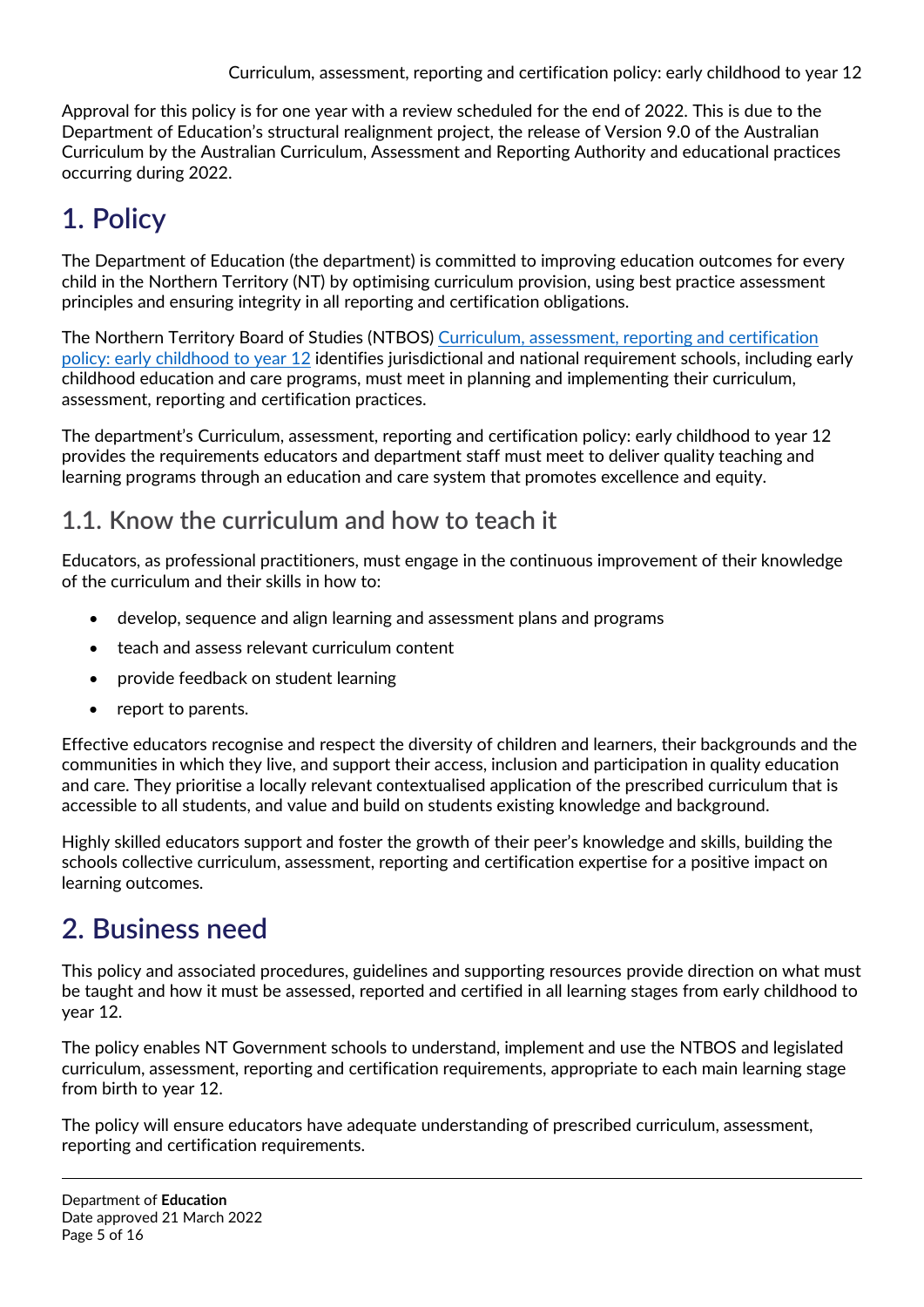Approval for this policy is for one year with a review scheduled for the end of 2022. This is due to the Department of Education's structural realignment project, the release of Version 9.0 of the Australian Curriculum by the Australian Curriculum, Assessment and Reporting Authority and educational practices occurring during 2022.

# 1. Policy

The Department of Education (the department) is committed to improving education outcomes for every child in the Northern Territory (NT) by optimising curriculum provision, using best practice assessment principles and ensuring integrity in all reporting and certification obligations.

The Northern Territory Board of Studies (NTBOS) [Curriculum, assessment, reporting and certification policy: early childhood to year 12] identifies jurisdictional and national requirement schools, including early childhood education and care programs, must meet in planning and implementing their curriculum, assessment, reporting and certification practices.

The department's Curriculum, assessment, reporting and certification policy: early childhood to year 12 provides the requirements educators and department staff must meet to deliver quality teaching and learning programs through an education and care system that promotes excellence and equity.

## 1.1. Know the curriculum and how to teach it

Educators, as professional practitioners, must engage in the continuous improvement of their knowledge of the curriculum and their skills in how to:

- develop, sequence and align learning and assessment plans and programs
- teach and assess relevant curriculum content
- provide feedback on student learning
- report to parents.

Effective educators recognise and respect the diversity of children and learners, their backgrounds and the communities in which they live, and support their access, inclusion and participation in quality education and care. They prioritise a locally relevant contextualised application of the prescribed curriculum that is accessible to all students, and value and build on students existing knowledge and background.

Highly skilled educators support and foster the growth of their peer's knowledge and skills, building the schools collective curriculum, assessment, reporting and certification expertise for a positive impact on learning outcomes.

# 2. Business need

This policy and associated procedures, guidelines and supporting resources provide direction on what must be taught and how it must be assessed, reported and certified in all learning stages from early childhood to year 12.

The policy enables NT Government schools to understand, implement and use the NTBOS and legislated curriculum, assessment, reporting and certification requirements, appropriate to each main learning stage from birth to year 12.

The policy will ensure educators have adequate understanding of prescribed curriculum, assessment, reporting and certification requirements.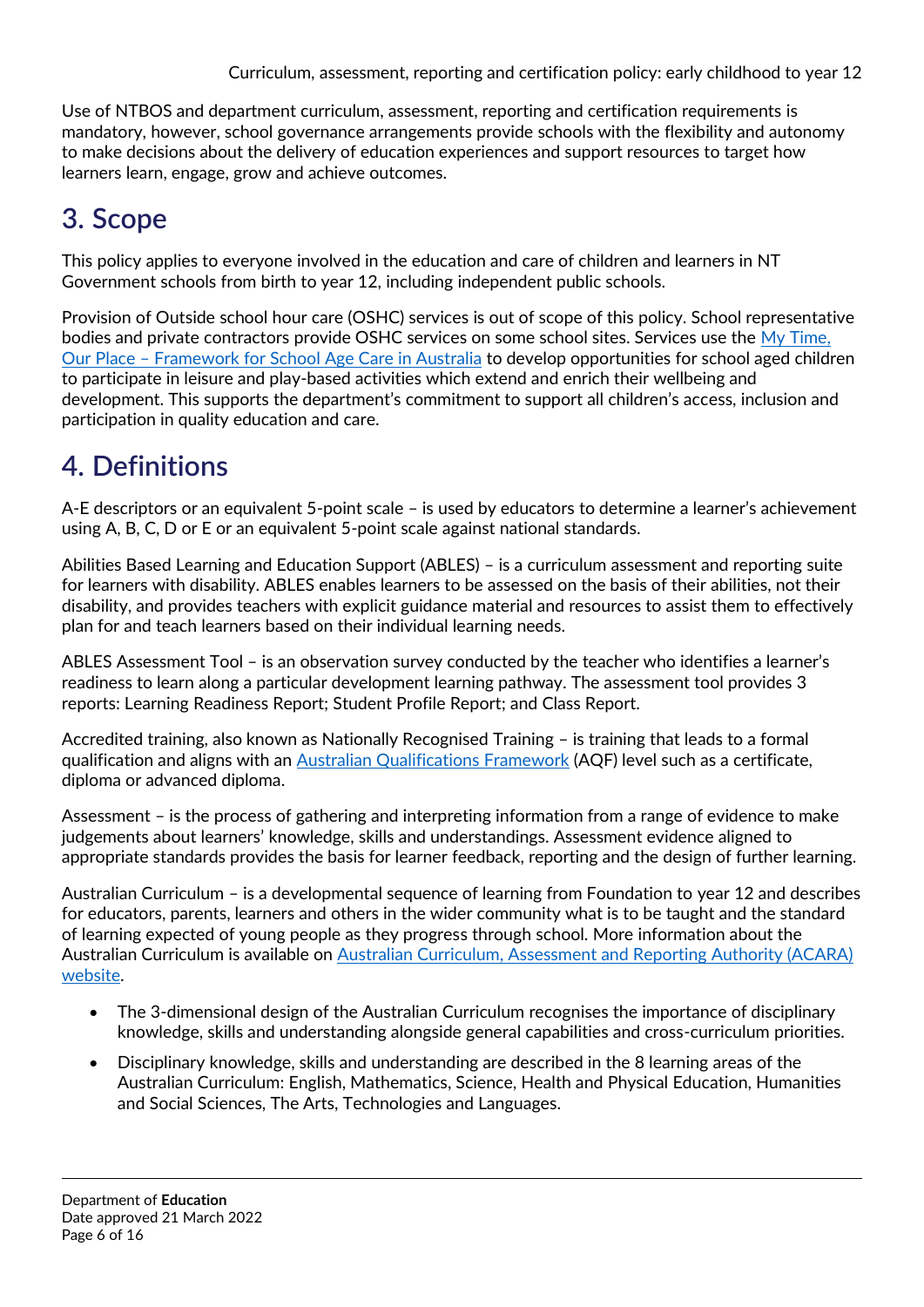Use of NTBOS and department curriculum, assessment, reporting and certification requirements is mandatory, however, school governance arrangements provide schools with the flexibility and autonomy to make decisions about the delivery of education experiences and support resources to target how learners learn, engage, grow and achieve outcomes.

# 3. Scope

This policy applies to everyone involved in the education and care of children and learners in NT Government schools from birth to year 12, including independent public schools.

Provision of Outside school hour care (OSHC) services is out of scope of this policy. School representative bodies and private contractors provide OSHC services on some school sites. Services use the [My Time, Our Place – Framework for School Age Care in Australia]() to develop opportunities for school aged children to participate in leisure and play-based activities which extend and enrich their wellbeing and development. This supports the department's commitment to support all children's access, inclusion and participation in quality education and care.

# 4. Definitions

A-E descriptors or an equivalent 5-point scale – is used by educators to determine a learner's achievement using A, B, C, D or E or an equivalent 5-point scale against national standards.

Abilities Based Learning and Education Support (ABLES) – is a curriculum assessment and reporting suite for learners with disability. ABLES enables learners to be assessed on the basis of their abilities, not their disability, and provides teachers with explicit guidance material and resources to assist them to effectively plan for and teach learners based on their individual learning needs.

ABLES Assessment Tool – is an observation survey conducted by the teacher who identifies a learner's readiness to learn along a particular development learning pathway. The assessment tool provides 3 reports: Learning Readiness Report; Student Profile Report; and Class Report.

Accredited training, also known as Nationally Recognised Training – is training that leads to a formal qualification and aligns with an [Australian Qualifications Framework]() (AQF) level such as a certificate, diploma or advanced diploma.

Assessment – is the process of gathering and interpreting information from a range of evidence to make judgements about learners' knowledge, skills and understandings. Assessment evidence aligned to appropriate standards provides the basis for learner feedback, reporting and the design of further learning.

Australian Curriculum – is a developmental sequence of learning from Foundation to year 12 and describes for educators, parents, learners and others in the wider community what is to be taught and the standard of learning expected of young people as they progress through school. More information about the Australian Curriculum is available on [Australian Curriculum, Assessment and Reporting Authority (ACARA) website]().

- The 3-dimensional design of the Australian Curriculum recognises the importance of disciplinary knowledge, skills and understanding alongside general capabilities and cross-curriculum priorities.
- Disciplinary knowledge, skills and understanding are described in the 8 learning areas of the Australian Curriculum: English, Mathematics, Science, Health and Physical Education, Humanities and Social Sciences, The Arts, Technologies and Languages.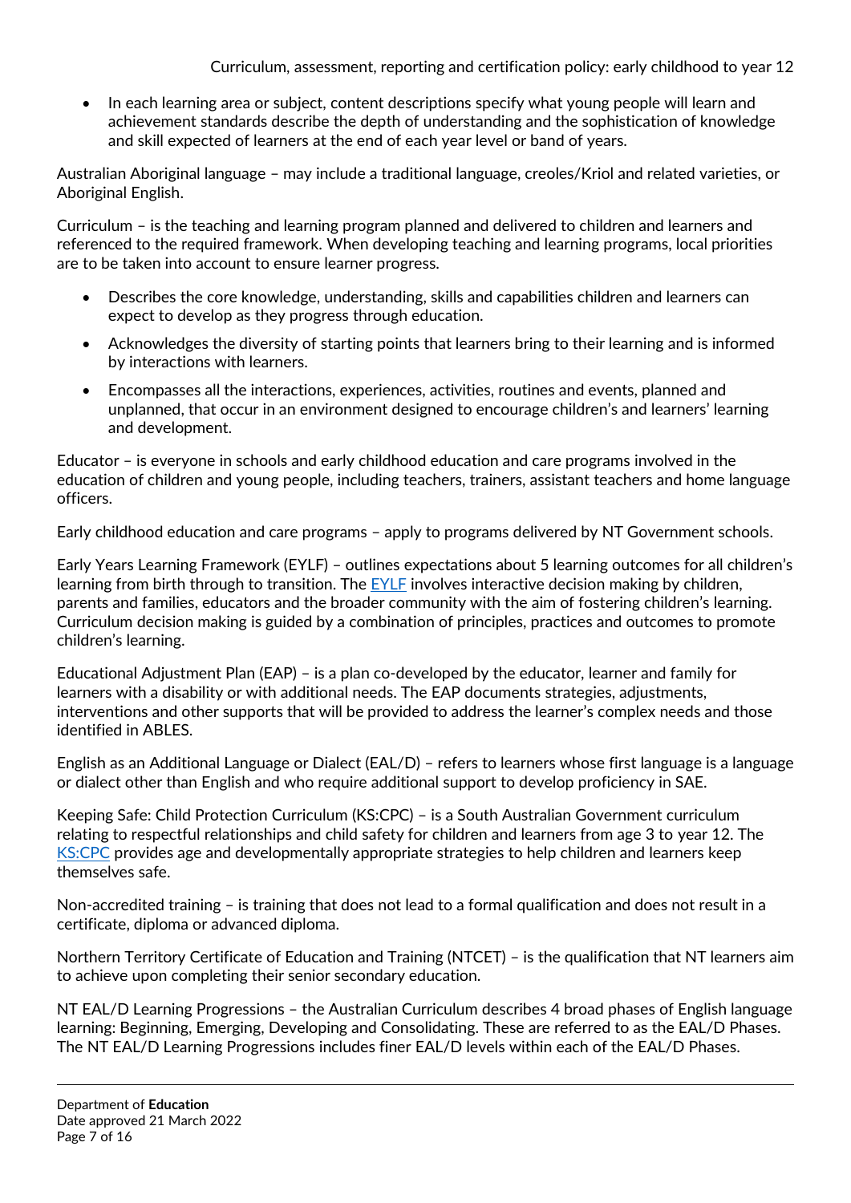- In each learning area or subject, content descriptions specify what young people will learn and achievement standards describe the depth of understanding and the sophistication of knowledge and skill expected of learners at the end of each year level or band of years.

Australian Aboriginal language – may include a traditional language, creoles/Kriol and related varieties, or Aboriginal English.

Curriculum – is the teaching and learning program planned and delivered to children and learners and referenced to the required framework. When developing teaching and learning programs, local priorities are to be taken into account to ensure learner progress.

- Describes the core knowledge, understanding, skills and capabilities children and learners can expect to develop as they progress through education.
- Acknowledges the diversity of starting points that learners bring to their learning and is informed by interactions with learners.
- Encompasses all the interactions, experiences, activities, routines and events, planned and unplanned, that occur in an environment designed to encourage children's and learners' learning and development.

Educator – is everyone in schools and early childhood education and care programs involved in the education of children and young people, including teachers, trainers, assistant teachers and home language officers.

Early childhood education and care programs – apply to programs delivered by NT Government schools.

Early Years Learning Framework (EYLF) – outlines expectations about 5 learning outcomes for all children's learning from birth through to transition. The EYLF involves interactive decision making by children, parents and families, educators and the broader community with the aim of fostering children's learning. Curriculum decision making is guided by a combination of principles, practices and outcomes to promote children's learning.

Educational Adjustment Plan (EAP) – is a plan co-developed by the educator, learner and family for learners with a disability or with additional needs. The EAP documents strategies, adjustments, interventions and other supports that will be provided to address the learner's complex needs and those identified in ABLES.

English as an Additional Language or Dialect (EAL/D) – refers to learners whose first language is a language or dialect other than English and who require additional support to develop proficiency in SAE.

Keeping Safe: Child Protection Curriculum (KS:CPC) – is a South Australian Government curriculum relating to respectful relationships and child safety for children and learners from age 3 to year 12. The KS:CPC provides age and developmentally appropriate strategies to help children and learners keep themselves safe.

Non-accredited training – is training that does not lead to a formal qualification and does not result in a certificate, diploma or advanced diploma.

Northern Territory Certificate of Education and Training (NTCET) – is the qualification that NT learners aim to achieve upon completing their senior secondary education.

NT EAL/D Learning Progressions – the Australian Curriculum describes 4 broad phases of English language learning: Beginning, Emerging, Developing and Consolidating. These are referred to as the EAL/D Phases. The NT EAL/D Learning Progressions includes finer EAL/D levels within each of the EAL/D Phases.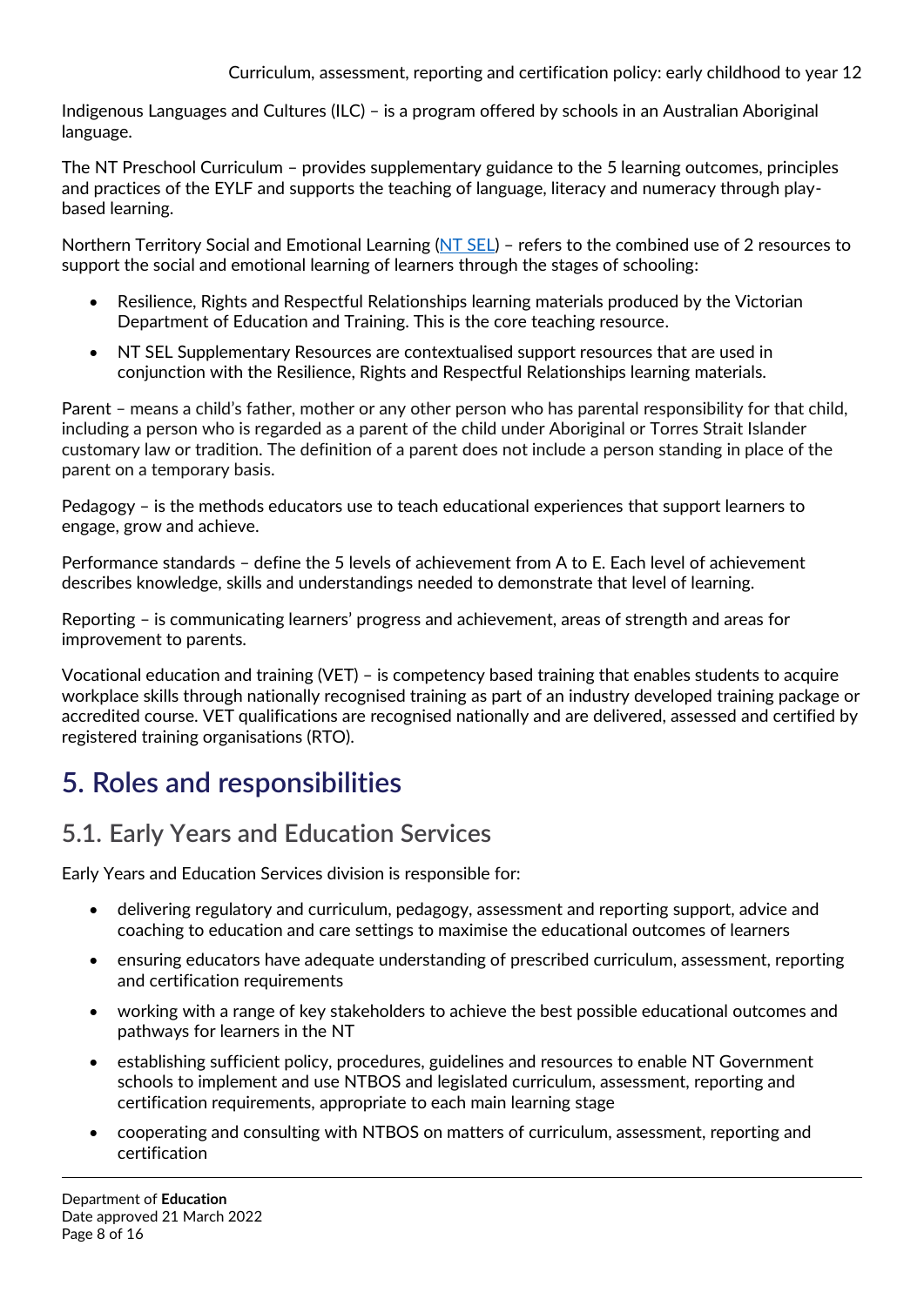Indigenous Languages and Cultures (ILC) – is a program offered by schools in an Australian Aboriginal language.

The NT Preschool Curriculum – provides supplementary guidance to the 5 learning outcomes, principles and practices of the EYLF and supports the teaching of language, literacy and numeracy through play-based learning.

Northern Territory Social and Emotional Learning (NT SEL) – refers to the combined use of 2 resources to support the social and emotional learning of learners through the stages of schooling:

- Resilience, Rights and Respectful Relationships learning materials produced by the Victorian Department of Education and Training. This is the core teaching resource.
- NT SEL Supplementary Resources are contextualised support resources that are used in conjunction with the Resilience, Rights and Respectful Relationships learning materials.

Parent – means a child's father, mother or any other person who has parental responsibility for that child, including a person who is regarded as a parent of the child under Aboriginal or Torres Strait Islander customary law or tradition. The definition of a parent does not include a person standing in place of the parent on a temporary basis.

Pedagogy – is the methods educators use to teach educational experiences that support learners to engage, grow and achieve.

Performance standards – define the 5 levels of achievement from A to E. Each level of achievement describes knowledge, skills and understandings needed to demonstrate that level of learning.

Reporting – is communicating learners' progress and achievement, areas of strength and areas for improvement to parents.

Vocational education and training (VET) – is competency based training that enables students to acquire workplace skills through nationally recognised training as part of an industry developed training package or accredited course. VET qualifications are recognised nationally and are delivered, assessed and certified by registered training organisations (RTO).

# 5. Roles and responsibilities

## 5.1. Early Years and Education Services

Early Years and Education Services division is responsible for:

- delivering regulatory and curriculum, pedagogy, assessment and reporting support, advice and coaching to education and care settings to maximise the educational outcomes of learners
- ensuring educators have adequate understanding of prescribed curriculum, assessment, reporting and certification requirements
- working with a range of key stakeholders to achieve the best possible educational outcomes and pathways for learners in the NT
- establishing sufficient policy, procedures, guidelines and resources to enable NT Government schools to implement and use NTBOS and legislated curriculum, assessment, reporting and certification requirements, appropriate to each main learning stage
- cooperating and consulting with NTBOS on matters of curriculum, assessment, reporting and certification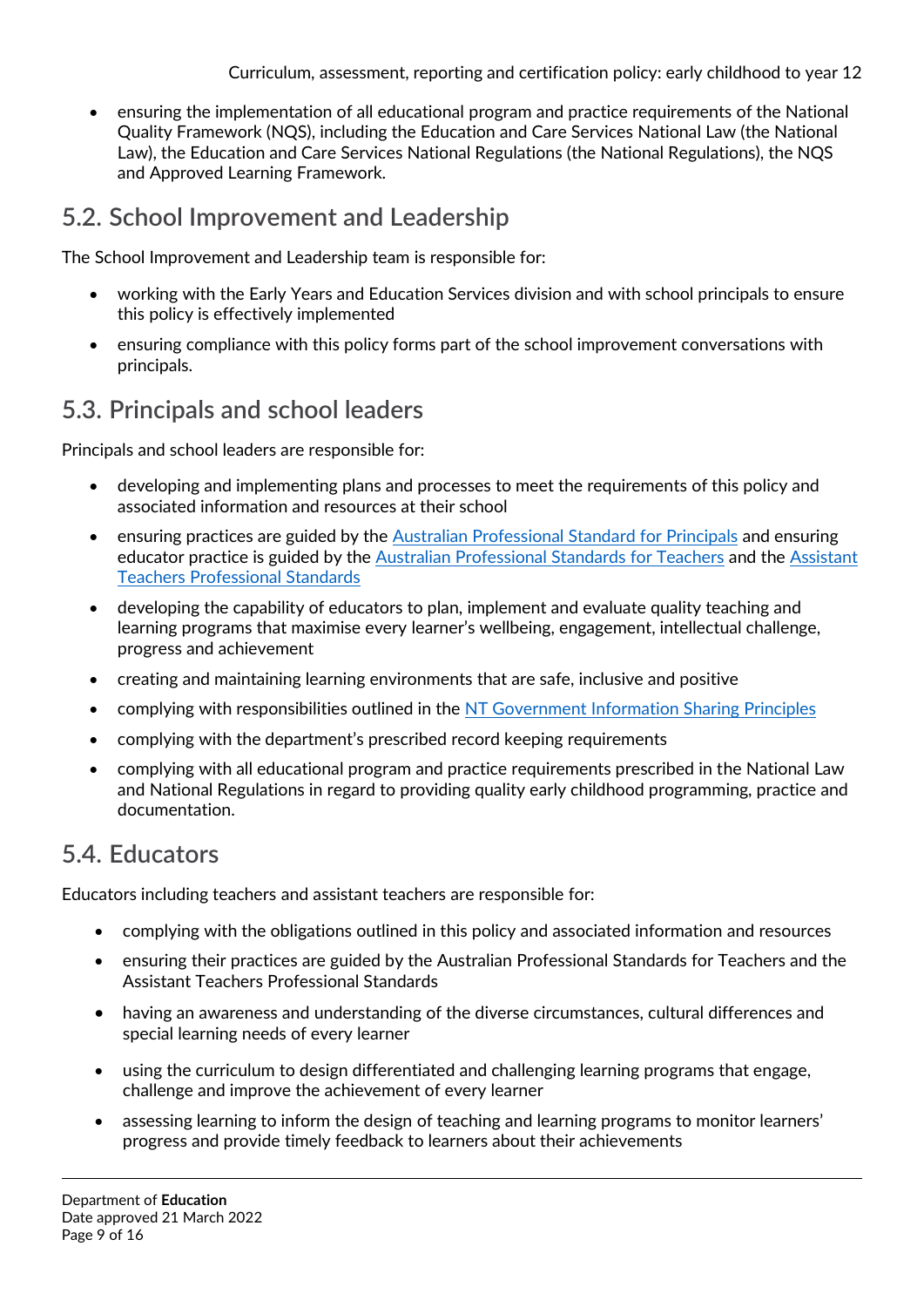- ensuring the implementation of all educational program and practice requirements of the National Quality Framework (NQS), including the Education and Care Services National Law (the National Law), the Education and Care Services National Regulations (the National Regulations), the NQS and Approved Learning Framework.

## 5.2. School Improvement and Leadership

The School Improvement and Leadership team is responsible for:

- working with the Early Years and Education Services division and with school principals to ensure this policy is effectively implemented
- ensuring compliance with this policy forms part of the school improvement conversations with principals.

## 5.3. Principals and school leaders

Principals and school leaders are responsible for:

- developing and implementing plans and processes to meet the requirements of this policy and associated information and resources at their school
- ensuring practices are guided by the Australian Professional Standard for Principals and ensuring educator practice is guided by the Australian Professional Standards for Teachers and the Assistant Teachers Professional Standards
- developing the capability of educators to plan, implement and evaluate quality teaching and learning programs that maximise every learner's wellbeing, engagement, intellectual challenge, progress and achievement
- creating and maintaining learning environments that are safe, inclusive and positive
- complying with responsibilities outlined in the NT Government Information Sharing Principles
- complying with the department's prescribed record keeping requirements
- complying with all educational program and practice requirements prescribed in the National Law and National Regulations in regard to providing quality early childhood programming, practice and documentation.

## 5.4. Educators

Educators including teachers and assistant teachers are responsible for:

- complying with the obligations outlined in this policy and associated information and resources
- ensuring their practices are guided by the Australian Professional Standards for Teachers and the Assistant Teachers Professional Standards
- having an awareness and understanding of the diverse circumstances, cultural differences and special learning needs of every learner
- using the curriculum to design differentiated and challenging learning programs that engage, challenge and improve the achievement of every learner
- assessing learning to inform the design of teaching and learning programs to monitor learners' progress and provide timely feedback to learners about their achievements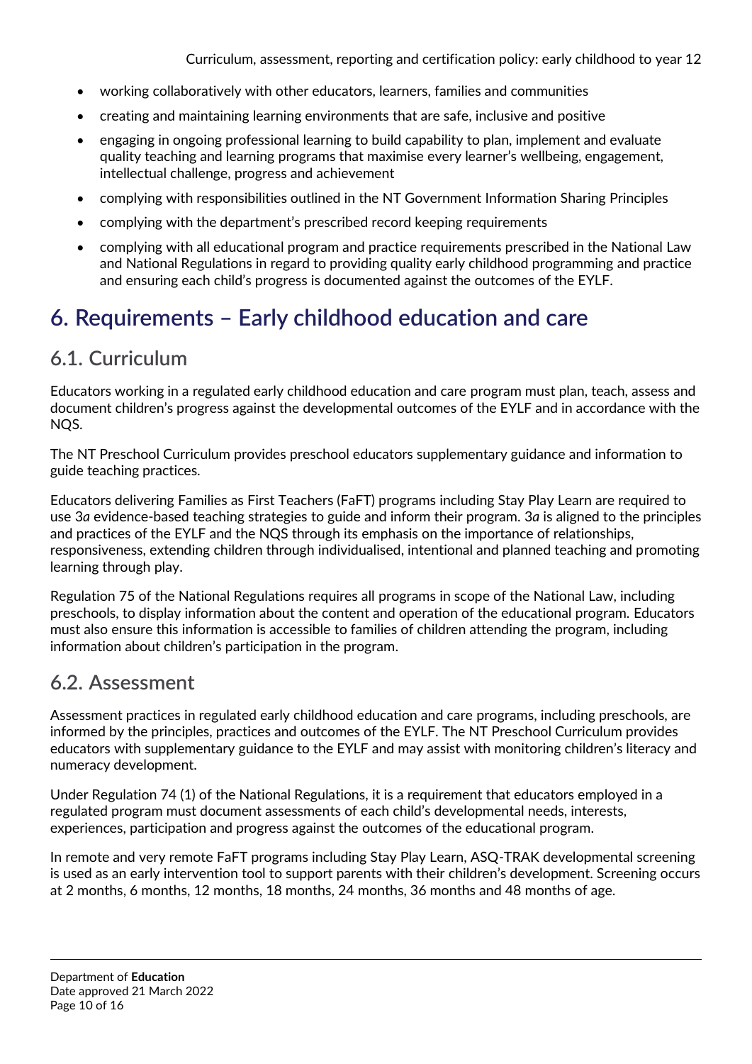- working collaboratively with other educators, learners, families and communities
- creating and maintaining learning environments that are safe, inclusive and positive
- engaging in ongoing professional learning to build capability to plan, implement and evaluate quality teaching and learning programs that maximise every learner's wellbeing, engagement, intellectual challenge, progress and achievement
- complying with responsibilities outlined in the NT Government Information Sharing Principles
- complying with the department's prescribed record keeping requirements
- complying with all educational program and practice requirements prescribed in the National Law and National Regulations in regard to providing quality early childhood programming and practice and ensuring each child's progress is documented against the outcomes of the EYLF.

# 6. Requirements – Early childhood education and care

## 6.1. Curriculum

Educators working in a regulated early childhood education and care program must plan, teach, assess and document children's progress against the developmental outcomes of the EYLF and in accordance with the NQS.

The NT Preschool Curriculum provides preschool educators supplementary guidance and information to guide teaching practices.

Educators delivering Families as First Teachers (FaFT) programs including Stay Play Learn are required to use 3*a* evidence-based teaching strategies to guide and inform their program. 3*a* is aligned to the principles and practices of the EYLF and the NQS through its emphasis on the importance of relationships, responsiveness, extending children through individualised, intentional and planned teaching and promoting learning through play.

Regulation 75 of the National Regulations requires all programs in scope of the National Law, including preschools, to display information about the content and operation of the educational program. Educators must also ensure this information is accessible to families of children attending the program, including information about children's participation in the program.

## 6.2. Assessment

Assessment practices in regulated early childhood education and care programs, including preschools, are informed by the principles, practices and outcomes of the EYLF. The NT Preschool Curriculum provides educators with supplementary guidance to the EYLF and may assist with monitoring children's literacy and numeracy development.

Under Regulation 74 (1) of the National Regulations, it is a requirement that educators employed in a regulated program must document assessments of each child's developmental needs, interests, experiences, participation and progress against the outcomes of the educational program.

In remote and very remote FaFT programs including Stay Play Learn, ASQ-TRAK developmental screening is used as an early intervention tool to support parents with their children's development. Screening occurs at 2 months, 6 months, 12 months, 18 months, 24 months, 36 months and 48 months of age.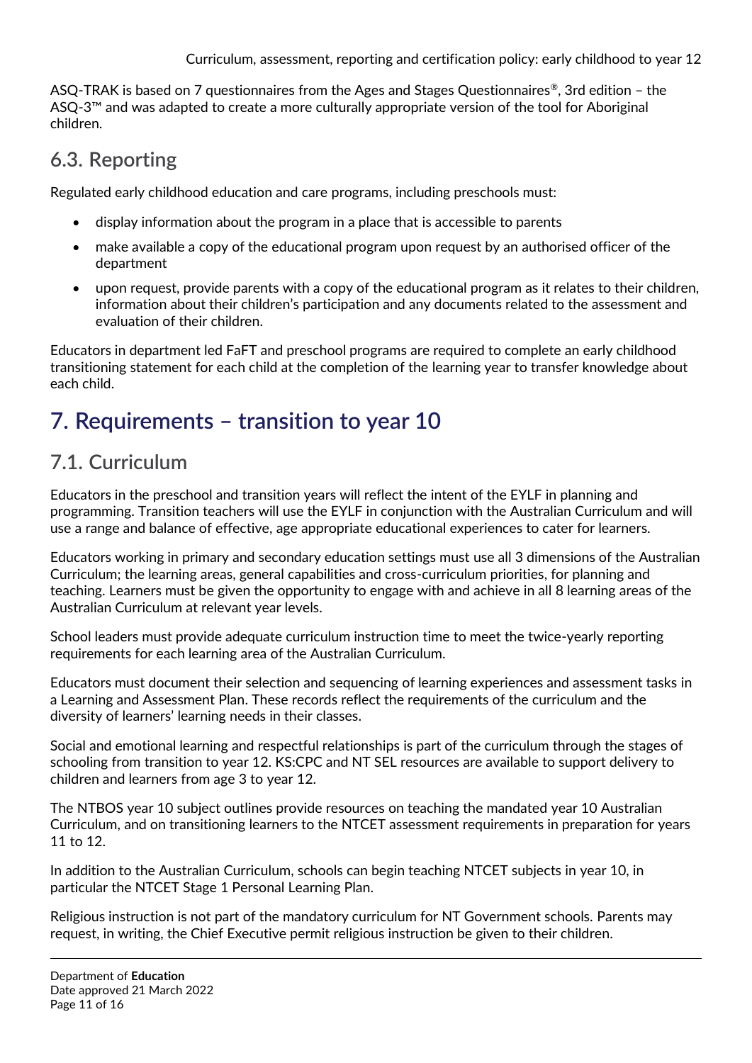ASQ-TRAK is based on 7 questionnaires from the Ages and Stages Questionnaires®, 3rd edition – the ASQ-3™ and was adapted to create a more culturally appropriate version of the tool for Aboriginal children.

## 6.3. Reporting

Regulated early childhood education and care programs, including preschools must:

- display information about the program in a place that is accessible to parents
- make available a copy of the educational program upon request by an authorised officer of the department
- upon request, provide parents with a copy of the educational program as it relates to their children, information about their children's participation and any documents related to the assessment and evaluation of their children.

Educators in department led FaFT and preschool programs are required to complete an early childhood transitioning statement for each child at the completion of the learning year to transfer knowledge about each child.

# 7. Requirements – transition to year 10

## 7.1. Curriculum

Educators in the preschool and transition years will reflect the intent of the EYLF in planning and programming. Transition teachers will use the EYLF in conjunction with the Australian Curriculum and will use a range and balance of effective, age appropriate educational experiences to cater for learners.

Educators working in primary and secondary education settings must use all 3 dimensions of the Australian Curriculum; the learning areas, general capabilities and cross-curriculum priorities, for planning and teaching. Learners must be given the opportunity to engage with and achieve in all 8 learning areas of the Australian Curriculum at relevant year levels.

School leaders must provide adequate curriculum instruction time to meet the twice-yearly reporting requirements for each learning area of the Australian Curriculum.

Educators must document their selection and sequencing of learning experiences and assessment tasks in a Learning and Assessment Plan. These records reflect the requirements of the curriculum and the diversity of learners' learning needs in their classes.

Social and emotional learning and respectful relationships is part of the curriculum through the stages of schooling from transition to year 12. KS:CPC and NT SEL resources are available to support delivery to children and learners from age 3 to year 12.

The NTBOS year 10 subject outlines provide resources on teaching the mandated year 10 Australian Curriculum, and on transitioning learners to the NTCET assessment requirements in preparation for years 11 to 12.

In addition to the Australian Curriculum, schools can begin teaching NTCET subjects in year 10, in particular the NTCET Stage 1 Personal Learning Plan.

Religious instruction is not part of the mandatory curriculum for NT Government schools. Parents may request, in writing, the Chief Executive permit religious instruction be given to their children.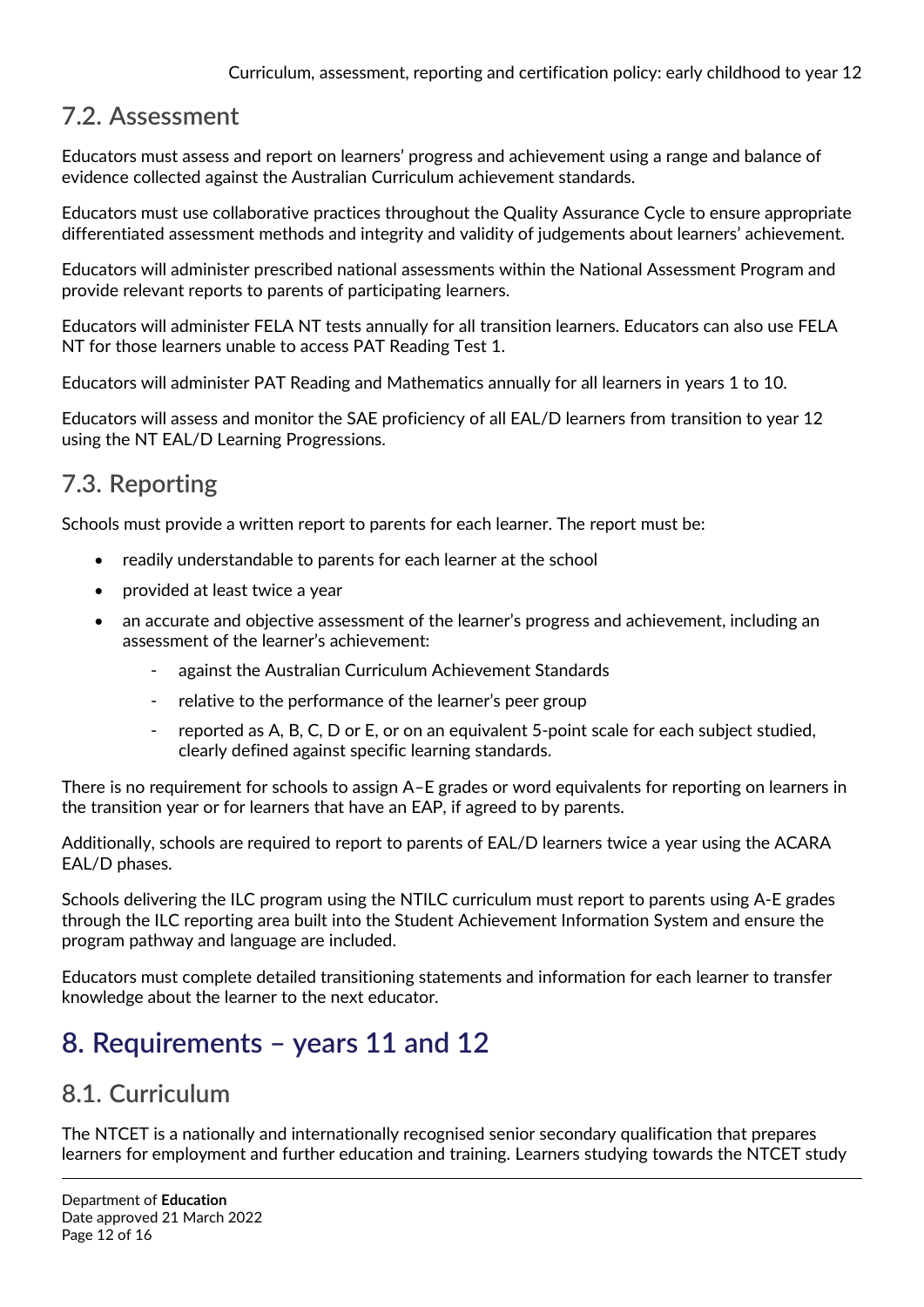## 7.2. Assessment

Educators must assess and report on learners' progress and achievement using a range and balance of evidence collected against the Australian Curriculum achievement standards.

Educators must use collaborative practices throughout the Quality Assurance Cycle to ensure appropriate differentiated assessment methods and integrity and validity of judgements about learners' achievement.

Educators will administer prescribed national assessments within the National Assessment Program and provide relevant reports to parents of participating learners.

Educators will administer FELA NT tests annually for all transition learners. Educators can also use FELA NT for those learners unable to access PAT Reading Test 1.

Educators will administer PAT Reading and Mathematics annually for all learners in years 1 to 10.

Educators will assess and monitor the SAE proficiency of all EAL/D learners from transition to year 12 using the NT EAL/D Learning Progressions.

## 7.3. Reporting

Schools must provide a written report to parents for each learner. The report must be:

- readily understandable to parents for each learner at the school
- provided at least twice a year
- an accurate and objective assessment of the learner's progress and achievement, including an assessment of the learner's achievement:
    - against the Australian Curriculum Achievement Standards
    - relative to the performance of the learner's peer group
    - reported as A, B, C, D or E, or on an equivalent 5-point scale for each subject studied, clearly defined against specific learning standards.

There is no requirement for schools to assign A–E grades or word equivalents for reporting on learners in the transition year or for learners that have an EAP, if agreed to by parents.

Additionally, schools are required to report to parents of EAL/D learners twice a year using the ACARA EAL/D phases.

Schools delivering the ILC program using the NTILC curriculum must report to parents using A-E grades through the ILC reporting area built into the Student Achievement Information System and ensure the program pathway and language are included.

Educators must complete detailed transitioning statements and information for each learner to transfer knowledge about the learner to the next educator.

# 8. Requirements – years 11 and 12

## 8.1. Curriculum

The NTCET is a nationally and internationally recognised senior secondary qualification that prepares learners for employment and further education and training. Learners studying towards the NTCET study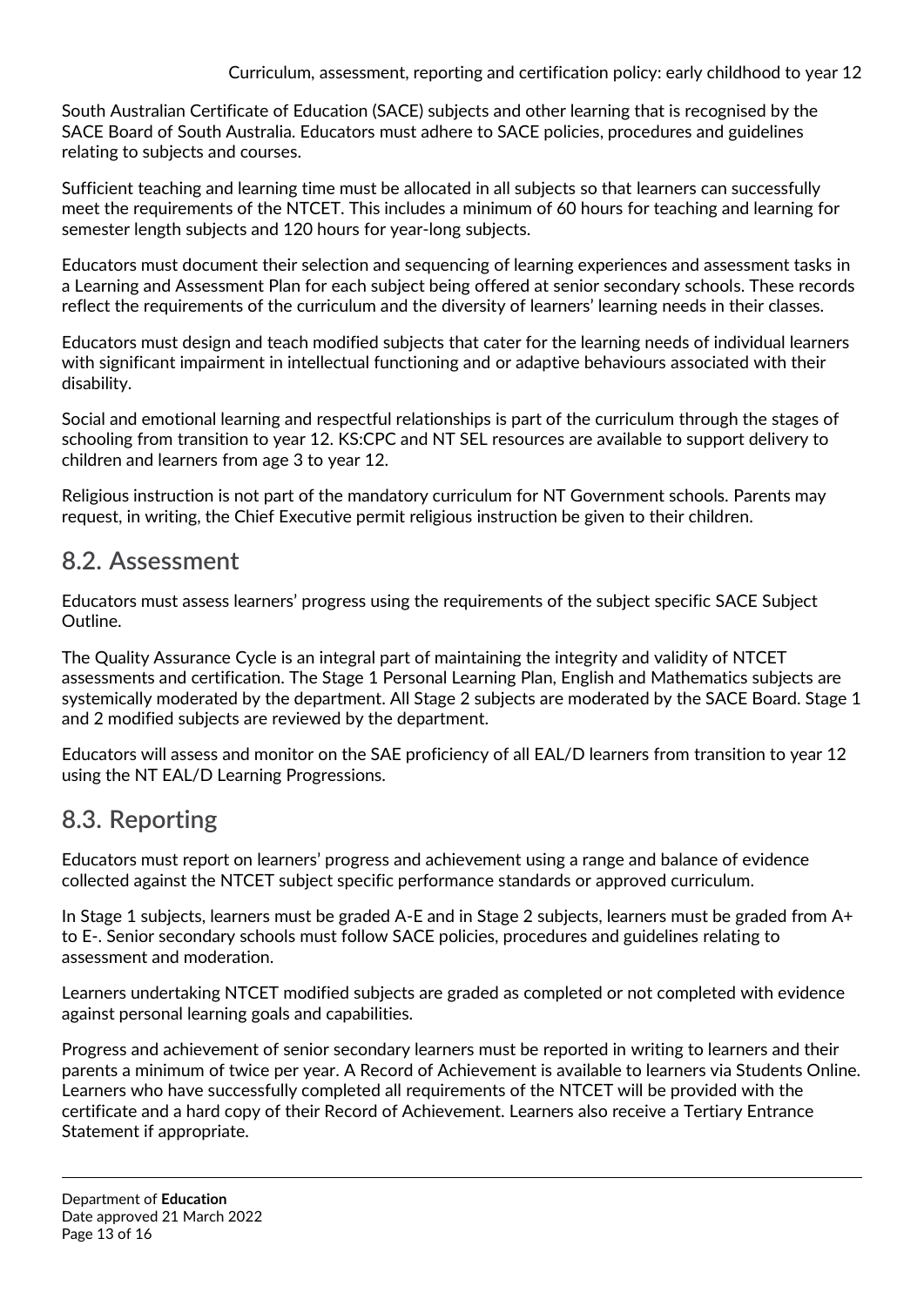South Australian Certificate of Education (SACE) subjects and other learning that is recognised by the SACE Board of South Australia. Educators must adhere to SACE policies, procedures and guidelines relating to subjects and courses.

Sufficient teaching and learning time must be allocated in all subjects so that learners can successfully meet the requirements of the NTCET. This includes a minimum of 60 hours for teaching and learning for semester length subjects and 120 hours for year-long subjects.

Educators must document their selection and sequencing of learning experiences and assessment tasks in a Learning and Assessment Plan for each subject being offered at senior secondary schools. These records reflect the requirements of the curriculum and the diversity of learners' learning needs in their classes.

Educators must design and teach modified subjects that cater for the learning needs of individual learners with significant impairment in intellectual functioning and or adaptive behaviours associated with their disability.

Social and emotional learning and respectful relationships is part of the curriculum through the stages of schooling from transition to year 12. KS:CPC and NT SEL resources are available to support delivery to children and learners from age 3 to year 12.

Religious instruction is not part of the mandatory curriculum for NT Government schools. Parents may request, in writing, the Chief Executive permit religious instruction be given to their children.

## 8.2. Assessment

Educators must assess learners' progress using the requirements of the subject specific SACE Subject Outline.

The Quality Assurance Cycle is an integral part of maintaining the integrity and validity of NTCET assessments and certification. The Stage 1 Personal Learning Plan, English and Mathematics subjects are systemically moderated by the department. All Stage 2 subjects are moderated by the SACE Board. Stage 1 and 2 modified subjects are reviewed by the department.

Educators will assess and monitor on the SAE proficiency of all EAL/D learners from transition to year 12 using the NT EAL/D Learning Progressions.

## 8.3. Reporting

Educators must report on learners' progress and achievement using a range and balance of evidence collected against the NTCET subject specific performance standards or approved curriculum.

In Stage 1 subjects, learners must be graded A-E and in Stage 2 subjects, learners must be graded from A+ to E-. Senior secondary schools must follow SACE policies, procedures and guidelines relating to assessment and moderation.

Learners undertaking NTCET modified subjects are graded as completed or not completed with evidence against personal learning goals and capabilities.

Progress and achievement of senior secondary learners must be reported in writing to learners and their parents a minimum of twice per year. A Record of Achievement is available to learners via Students Online. Learners who have successfully completed all requirements of the NTCET will be provided with the certificate and a hard copy of their Record of Achievement. Learners also receive a Tertiary Entrance Statement if appropriate.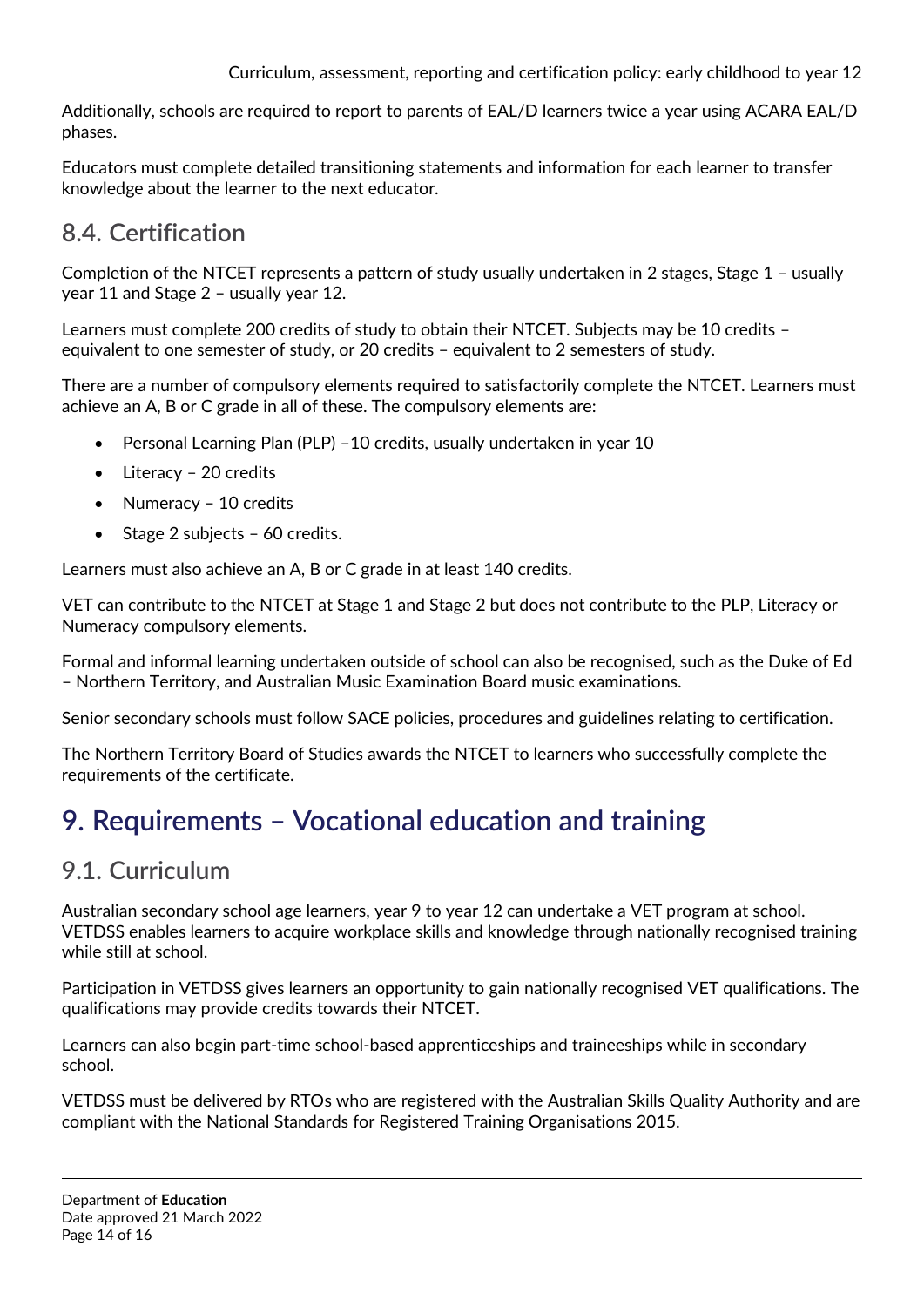Additionally, schools are required to report to parents of EAL/D learners twice a year using ACARA EAL/D phases.

Educators must complete detailed transitioning statements and information for each learner to transfer knowledge about the learner to the next educator.

## 8.4. Certification

Completion of the NTCET represents a pattern of study usually undertaken in 2 stages, Stage 1 – usually year 11 and Stage 2 – usually year 12.

Learners must complete 200 credits of study to obtain their NTCET. Subjects may be 10 credits – equivalent to one semester of study, or 20 credits – equivalent to 2 semesters of study.

There are a number of compulsory elements required to satisfactorily complete the NTCET. Learners must achieve an A, B or C grade in all of these. The compulsory elements are:

- Personal Learning Plan (PLP) –10 credits, usually undertaken in year 10
- Literacy – 20 credits
- Numeracy – 10 credits
- Stage 2 subjects – 60 credits.

Learners must also achieve an A, B or C grade in at least 140 credits.

VET can contribute to the NTCET at Stage 1 and Stage 2 but does not contribute to the PLP, Literacy or Numeracy compulsory elements.

Formal and informal learning undertaken outside of school can also be recognised, such as the Duke of Ed – Northern Territory, and Australian Music Examination Board music examinations.

Senior secondary schools must follow SACE policies, procedures and guidelines relating to certification.

The Northern Territory Board of Studies awards the NTCET to learners who successfully complete the requirements of the certificate.

# 9. Requirements – Vocational education and training

## 9.1. Curriculum

Australian secondary school age learners, year 9 to year 12 can undertake a VET program at school. VETDSS enables learners to acquire workplace skills and knowledge through nationally recognised training while still at school.

Participation in VETDSS gives learners an opportunity to gain nationally recognised VET qualifications. The qualifications may provide credits towards their NTCET.

Learners can also begin part-time school-based apprenticeships and traineeships while in secondary school.

VETDSS must be delivered by RTOs who are registered with the Australian Skills Quality Authority and are compliant with the National Standards for Registered Training Organisations 2015.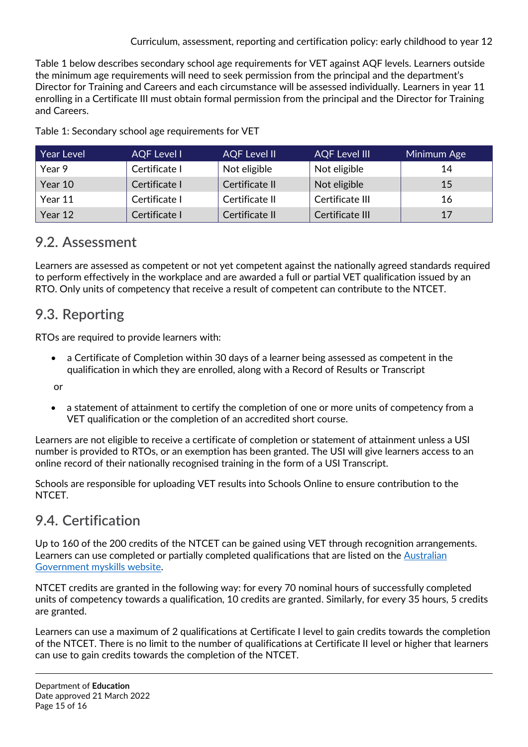Table 1 below describes secondary school age requirements for VET against AQF levels. Learners outside the minimum age requirements will need to seek permission from the principal and the department's Director for Training and Careers and each circumstance will be assessed individually. Learners in year 11 enrolling in a Certificate III must obtain formal permission from the principal and the Director for Training and Careers.

Table 1: Secondary school age requirements for VET

| Year Level | AQF Level I | AQF Level II | AQF Level III | Minimum Age |
|---|---|---|---|---|
| Year 9 | Certificate I | Not eligible | Not eligible | 14 |
| Year 10 | Certificate I | Certificate II | Not eligible | 15 |
| Year 11 | Certificate I | Certificate II | Certificate III | 16 |
| Year 12 | Certificate I | Certificate II | Certificate III | 17 |

## 9.2. Assessment

Learners are assessed as competent or not yet competent against the nationally agreed standards required to perform effectively in the workplace and are awarded a full or partial VET qualification issued by an RTO. Only units of competency that receive a result of competent can contribute to the NTCET.

## 9.3. Reporting

RTOs are required to provide learners with:

- a Certificate of Completion within 30 days of a learner being assessed as competent in the qualification in which they are enrolled, along with a Record of Results or Transcript

or

- a statement of attainment to certify the completion of one or more units of competency from a VET qualification or the completion of an accredited short course.

Learners are not eligible to receive a certificate of completion or statement of attainment unless a USI number is provided to RTOs, or an exemption has been granted. The USI will give learners access to an online record of their nationally recognised training in the form of a USI Transcript.

Schools are responsible for uploading VET results into Schools Online to ensure contribution to the NTCET.

## 9.4. Certification

Up to 160 of the 200 credits of the NTCET can be gained using VET through recognition arrangements. Learners can use completed or partially completed qualifications that are listed on the Australian Government myskills website.

NTCET credits are granted in the following way: for every 70 nominal hours of successfully completed units of competency towards a qualification, 10 credits are granted. Similarly, for every 35 hours, 5 credits are granted.

Learners can use a maximum of 2 qualifications at Certificate I level to gain credits towards the completion of the NTCET. There is no limit to the number of qualifications at Certificate II level or higher that learners can use to gain credits towards the completion of the NTCET.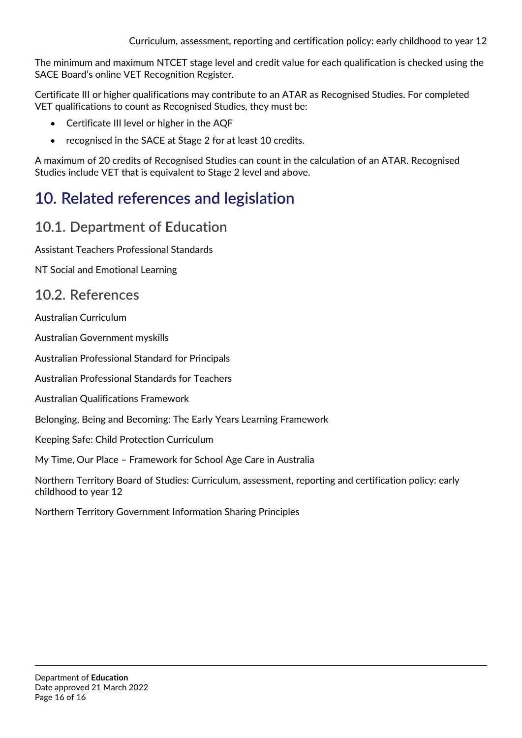The minimum and maximum NTCET stage level and credit value for each qualification is checked using the SACE Board's online VET Recognition Register.

Certificate III or higher qualifications may contribute to an ATAR as Recognised Studies. For completed VET qualifications to count as Recognised Studies, they must be:

- Certificate III level or higher in the AQF
- recognised in the SACE at Stage 2 for at least 10 credits.

A maximum of 20 credits of Recognised Studies can count in the calculation of an ATAR. Recognised Studies include VET that is equivalent to Stage 2 level and above.

# 10. Related references and legislation

## 10.1. Department of Education

Assistant Teachers Professional Standards

NT Social and Emotional Learning

## 10.2. References

Australian Curriculum

Australian Government myskills

Australian Professional Standard for Principals

Australian Professional Standards for Teachers

Australian Qualifications Framework

Belonging, Being and Becoming: The Early Years Learning Framework

Keeping Safe: Child Protection Curriculum

My Time, Our Place – Framework for School Age Care in Australia

Northern Territory Board of Studies: Curriculum, assessment, reporting and certification policy: early childhood to year 12

Northern Territory Government Information Sharing Principles